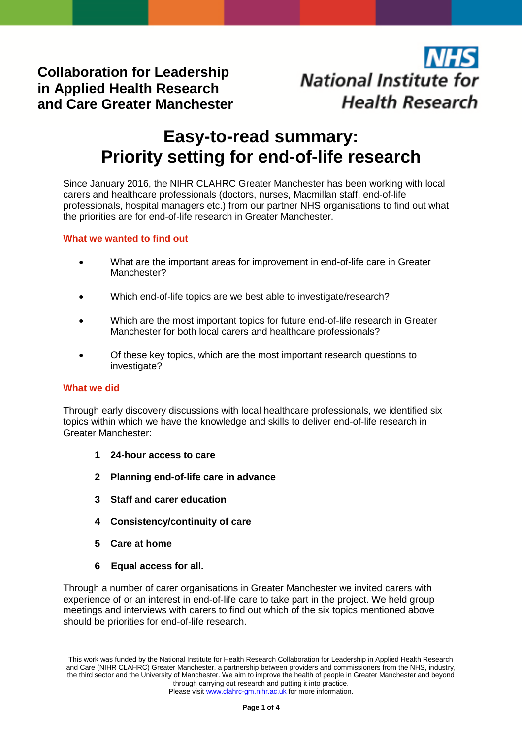**Collaboration for Leadership in Applied Health Research and Care Greater Manchester**

**NHS National Institute for Health Research**

# Easy-to-read summary: Priority setting for end-of-life research

Since January 2016, the NIHR CLAHRC Greater Manchester has been working with local carers and healthcare professionals (doctors, nurses, Macmillan staff, end-of-life professionals, hospital managers etc.) from our partner NHS organisations to find out what the priorities are for end-of-life research in Greater Manchester.

## What we wanted to find out

- What are the important areas for improvement in end-of-life care in Greater Manchester?
- Which end-of-life topics are we best able to investigate/research?
- Which are the most important topics for future end-of-life research in Greater Manchester for both local carers and healthcare professionals?
- Of these key topics, which are the most important research questions to investigate?

## What we did

Through early discovery discussions with local healthcare professionals, we identified six topics within which we have the knowledge and skills to deliver end-of-life research in Greater Manchester:

1. **24-hour access to care**
2. **Planning end-of-life care in advance**
3. **Staff and carer education**
4. **Consistency/continuity of care**
5. **Care at home**
6. **Equal access for all.**

Through a number of carer organisations in Greater Manchester we invited carers with experience of or an interest in end-of-life care to take part in the project. We held group meetings and interviews with carers to find out which of the six topics mentioned above should be priorities for end-of-life research.

This work was funded by the National Institute for Health Research Collaboration for Leadership in Applied Health Research and Care (NIHR CLAHRC) Greater Manchester, a partnership between providers and commissioners from the NHS, industry, the third sector and the University of Manchester. We aim to improve the health of people in Greater Manchester and beyond through carrying out research and putting it into practice.
Please visit www.clahrc-gm.nihr.ac.uk for more information.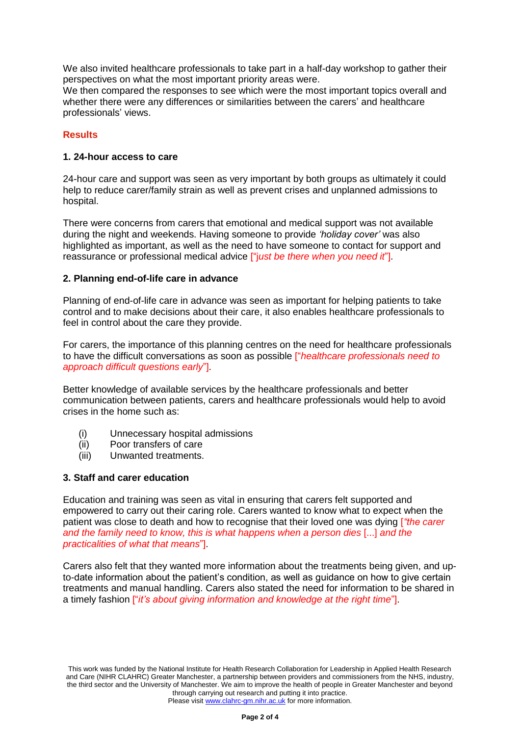We also invited healthcare professionals to take part in a half-day workshop to gather their perspectives on what the most important priority areas were.
We then compared the responses to see which were the most important topics overall and whether there were any differences or similarities between the carers' and healthcare professionals' views.

## Results

### 1. 24-hour access to care

24-hour care and support was seen as very important by both groups as ultimately it could help to reduce carer/family strain as well as prevent crises and unplanned admissions to hospital.

There were concerns from carers that emotional and medical support was not available during the night and weekends. Having someone to provide *'holiday cover'* was also highlighted as important, as well as the need to have someone to contact for support and reassurance or professional medical advice ["*just be there when you need it*"].

### 2. Planning end-of-life care in advance

Planning of end-of-life care in advance was seen as important for helping patients to take control and to make decisions about their care, it also enables healthcare professionals to feel in control about the care they provide.

For carers, the importance of this planning centres on the need for healthcare professionals to have the difficult conversations as soon as possible ["*healthcare professionals need to approach difficult questions early*"].

Better knowledge of available services by the healthcare professionals and better communication between patients, carers and healthcare professionals would help to avoid crises in the home such as:

(i) Unnecessary hospital admissions
(ii) Poor transfers of care
(iii) Unwanted treatments.

### 3. Staff and carer education

Education and training was seen as vital in ensuring that carers felt supported and empowered to carry out their caring role. Carers wanted to know what to expect when the patient was close to death and how to recognise that their loved one was dying [*"the carer and the family need to know, this is what happens when a person dies* [...] *and the practicalities of what that means*"].

Carers also felt that they wanted more information about the treatments being given, and up-to-date information about the patient's condition, as well as guidance on how to give certain treatments and manual handling. Carers also stated the need for information to be shared in a timely fashion ["*it's about giving information and knowledge at the right time*"].

This work was funded by the National Institute for Health Research Collaboration for Leadership in Applied Health Research and Care (NIHR CLAHRC) Greater Manchester, a partnership between providers and commissioners from the NHS, industry, the third sector and the University of Manchester. We aim to improve the health of people in Greater Manchester and beyond through carrying out research and putting it into practice.
Please visit www.clahrc-gm.nihr.ac.uk for more information.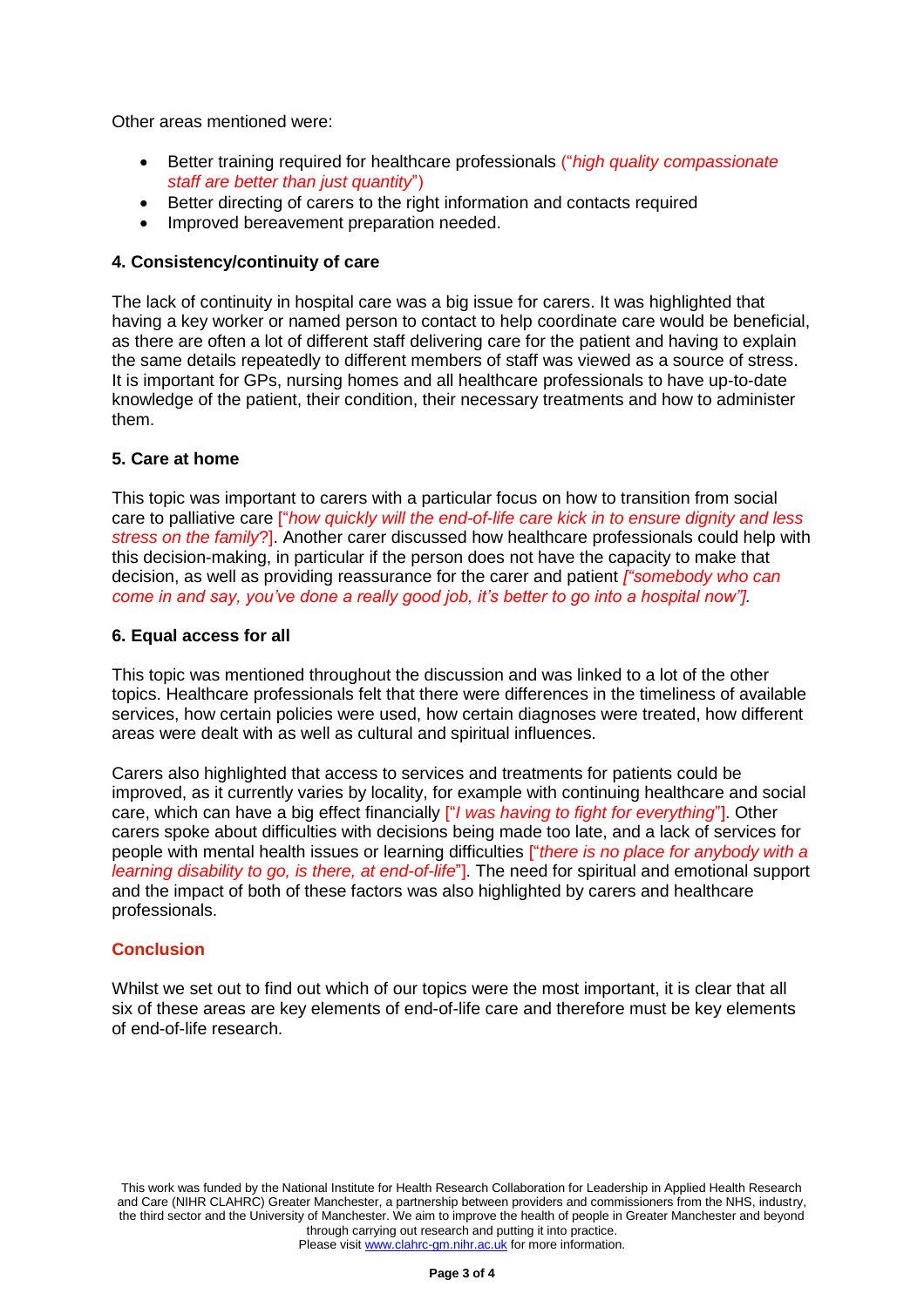Other areas mentioned were:

- Better training required for healthcare professionals ("*high quality compassionate staff are better than just quantity*")
- Better directing of carers to the right information and contacts required
- Improved bereavement preparation needed.

**4. Consistency/continuity of care**

The lack of continuity in hospital care was a big issue for carers. It was highlighted that having a key worker or named person to contact to help coordinate care would be beneficial, as there are often a lot of different staff delivering care for the patient and having to explain the same details repeatedly to different members of staff was viewed as a source of stress. It is important for GPs, nursing homes and all healthcare professionals to have up-to-date knowledge of the patient, their condition, their necessary treatments and how to administer them.

**5. Care at home**

This topic was important to carers with a particular focus on how to transition from social care to palliative care ["*how quickly will the end-of-life care kick in to ensure dignity and less stress on the family*?]. Another carer discussed how healthcare professionals could help with this decision-making, in particular if the person does not have the capacity to make that decision, as well as providing reassurance for the carer and patient *["somebody who can come in and say, you've done a really good job, it's better to go into a hospital now"].*

**6. Equal access for all**

This topic was mentioned throughout the discussion and was linked to a lot of the other topics. Healthcare professionals felt that there were differences in the timeliness of available services, how certain policies were used, how certain diagnoses were treated, how different areas were dealt with as well as cultural and spiritual influences.

Carers also highlighted that access to services and treatments for patients could be improved, as it currently varies by locality, for example with continuing healthcare and social care, which can have a big effect financially ["*I was having to fight for everything*"]. Other carers spoke about difficulties with decisions being made too late, and a lack of services for people with mental health issues or learning difficulties ["*there is no place for anybody with a learning disability to go, is there, at end-of-life*"]. The need for spiritual and emotional support and the impact of both of these factors was also highlighted by carers and healthcare professionals.

## Conclusion

Whilst we set out to find out which of our topics were the most important, it is clear that all six of these areas are key elements of end-of-life care and therefore must be key elements of end-of-life research.

This work was funded by the National Institute for Health Research Collaboration for Leadership in Applied Health Research and Care (NIHR CLAHRC) Greater Manchester, a partnership between providers and commissioners from the NHS, industry, the third sector and the University of Manchester. We aim to improve the health of people in Greater Manchester and beyond through carrying out research and putting it into practice.
Please visit www.clahrc-gm.nihr.ac.uk for more information.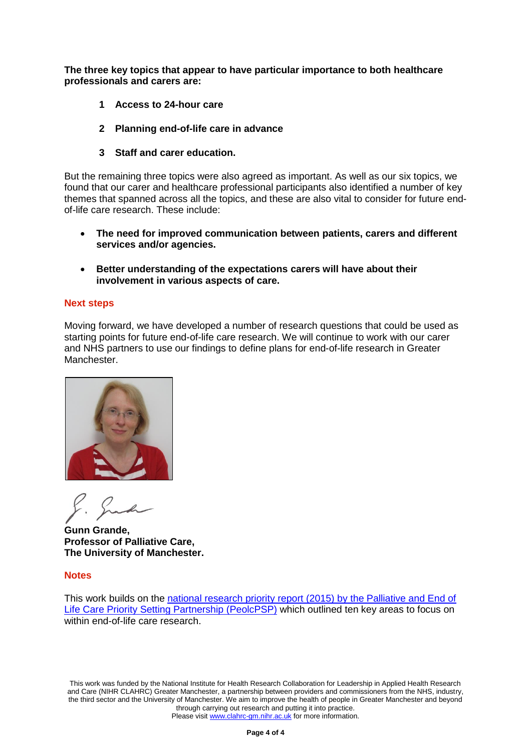**The three key topics that appear to have particular importance to both healthcare professionals and carers are:**

1. **Access to 24-hour care**
2. **Planning end-of-life care in advance**
3. **Staff and carer education.**

But the remaining three topics were also agreed as important. As well as our six topics, we found that our carer and healthcare professional participants also identified a number of key themes that spanned across all the topics, and these are also vital to consider for future end-of-life care research. These include:

- **The need for improved communication between patients, carers and different services and/or agencies.**
- **Better understanding of the expectations carers will have about their involvement in various aspects of care.**

## Next steps

Moving forward, we have developed a number of research questions that could be used as starting points for future end-of-life care research. We will continue to work with our carer and NHS partners to use our findings to define plans for end-of-life research in Greater Manchester.

**Gunn Grande,**
**Professor of Palliative Care,**
**The University of Manchester.**

## Notes

This work builds on the [national research priority report (2015) by the Palliative and End of Life Care Priority Setting Partnership (PeolcPSP)] which outlined ten key areas to focus on within end-of-life care research.

This work was funded by the National Institute for Health Research Collaboration for Leadership in Applied Health Research and Care (NIHR CLAHRC) Greater Manchester, a partnership between providers and commissioners from the NHS, industry, the third sector and the University of Manchester. We aim to improve the health of people in Greater Manchester and beyond through carrying out research and putting it into practice.
Please visit www.clahrc-gm.nihr.ac.uk for more information.